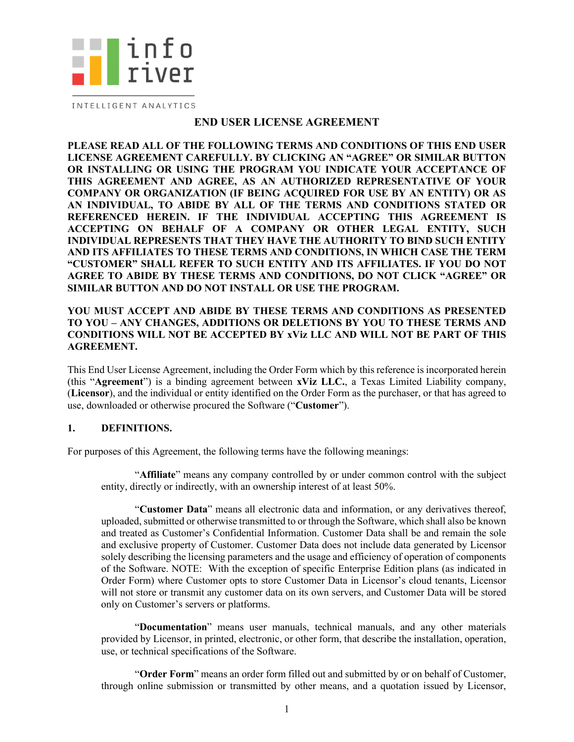# END USER LICENSE AGREEMENT

**PLEASE READ ALL OF THE FOLLOWING TERMS AND CONDITIONS OF THIS END USER LICENSE AGREEMENT CAREFULLY. BY CLICKING AN "AGREE" OR SIMILAR BUTTON OR INSTALLING OR USING THE PROGRAM YOU INDICATE YOUR ACCEPTANCE OF THIS AGREEMENT AND AGREE, AS AN AUTHORIZED REPRESENTATIVE OF YOUR COMPANY OR ORGANIZATION (IF BEING ACQUIRED FOR USE BY AN ENTITY) OR AS AN INDIVIDUAL, TO ABIDE BY ALL OF THE TERMS AND CONDITIONS STATED OR REFERENCED HEREIN. IF THE INDIVIDUAL ACCEPTING THIS AGREEMENT IS ACCEPTING ON BEHALF OF A COMPANY OR OTHER LEGAL ENTITY, SUCH INDIVIDUAL REPRESENTS THAT THEY HAVE THE AUTHORITY TO BIND SUCH ENTITY AND ITS AFFILIATES TO THESE TERMS AND CONDITIONS, IN WHICH CASE THE TERM "CUSTOMER" SHALL REFER TO SUCH ENTITY AND ITS AFFILIATES. IF YOU DO NOT AGREE TO ABIDE BY THESE TERMS AND CONDITIONS, DO NOT CLICK "AGREE" OR SIMILAR BUTTON AND DO NOT INSTALL OR USE THE PROGRAM.**

**YOU MUST ACCEPT AND ABIDE BY THESE TERMS AND CONDITIONS AS PRESENTED TO YOU – ANY CHANGES, ADDITIONS OR DELETIONS BY YOU TO THESE TERMS AND CONDITIONS WILL NOT BE ACCEPTED BY xViz LLC AND WILL NOT BE PART OF THIS AGREEMENT.**

This End User License Agreement, including the Order Form which by this reference is incorporated herein (this "**Agreement**") is a binding agreement between **xViz LLC.**, a Texas Limited Liability company, (**Licensor**), and the individual or entity identified on the Order Form as the purchaser, or that has agreed to use, downloaded or otherwise procured the Software ("**Customer**").

## 1. DEFINITIONS.

For purposes of this Agreement, the following terms have the following meanings:

"**Affiliate**" means any company controlled by or under common control with the subject entity, directly or indirectly, with an ownership interest of at least 50%.

"**Customer Data**" means all electronic data and information, or any derivatives thereof, uploaded, submitted or otherwise transmitted to or through the Software, which shall also be known and treated as Customer's Confidential Information. Customer Data shall be and remain the sole and exclusive property of Customer. Customer Data does not include data generated by Licensor solely describing the licensing parameters and the usage and efficiency of operation of components of the Software. NOTE: With the exception of specific Enterprise Edition plans (as indicated in Order Form) where Customer opts to store Customer Data in Licensor's cloud tenants, Licensor will not store or transmit any customer data on its own servers, and Customer Data will be stored only on Customer's servers or platforms.

"**Documentation**" means user manuals, technical manuals, and any other materials provided by Licensor, in printed, electronic, or other form, that describe the installation, operation, use, or technical specifications of the Software.

"**Order Form**" means an order form filled out and submitted by or on behalf of Customer, through online submission or transmitted by other means, and a quotation issued by Licensor,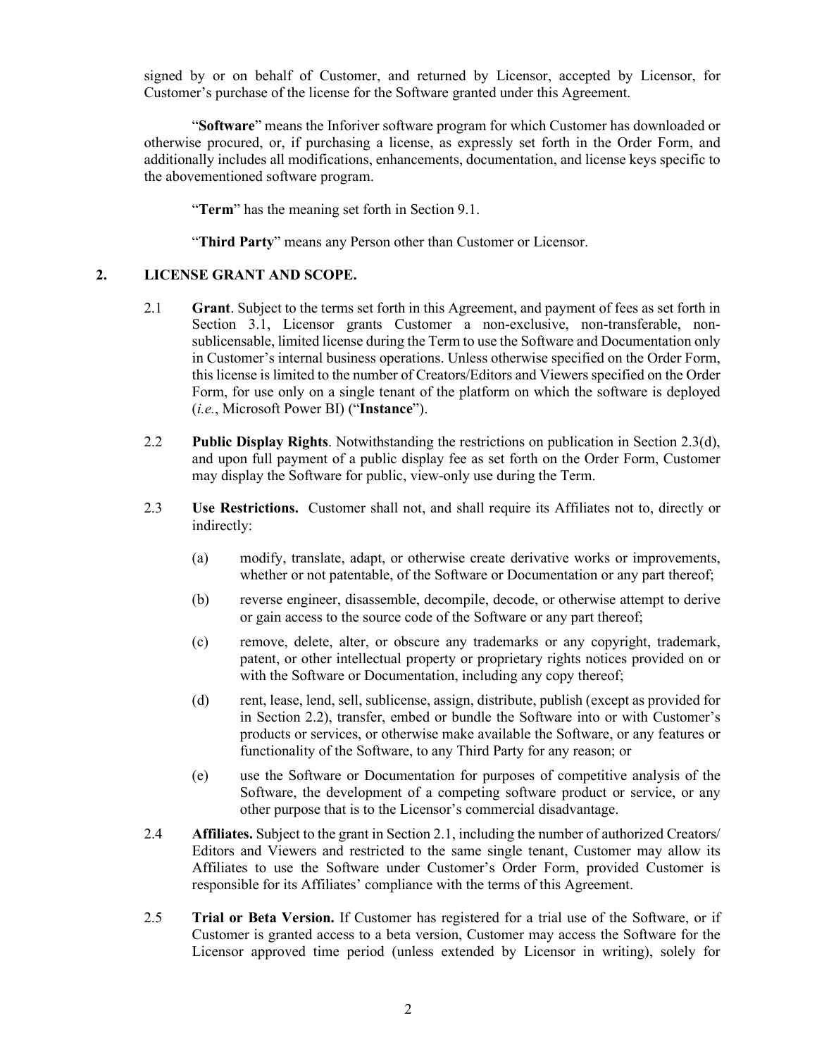signed by or on behalf of Customer, and returned by Licensor, accepted by Licensor, for Customer's purchase of the license for the Software granted under this Agreement.

"**Software**" means the Inforiver software program for which Customer has downloaded or otherwise procured, or, if purchasing a license, as expressly set forth in the Order Form, and additionally includes all modifications, enhancements, documentation, and license keys specific to the abovementioned software program.

"**Term**" has the meaning set forth in Section 9.1.

"**Third Party**" means any Person other than Customer or Licensor.

## 2. LICENSE GRANT AND SCOPE.

2.1 **Grant**. Subject to the terms set forth in this Agreement, and payment of fees as set forth in Section 3.1, Licensor grants Customer a non-exclusive, non-transferable, non-sublicensable, limited license during the Term to use the Software and Documentation only in Customer's internal business operations. Unless otherwise specified on the Order Form, this license is limited to the number of Creators/Editors and Viewers specified on the Order Form, for use only on a single tenant of the platform on which the software is deployed (*i.e.*, Microsoft Power BI) ("**Instance**").

2.2 **Public Display Rights**. Notwithstanding the restrictions on publication in Section 2.3(d), and upon full payment of a public display fee as set forth on the Order Form, Customer may display the Software for public, view-only use during the Term.

2.3 **Use Restrictions.** Customer shall not, and shall require its Affiliates not to, directly or indirectly:

(a) modify, translate, adapt, or otherwise create derivative works or improvements, whether or not patentable, of the Software or Documentation or any part thereof;

(b) reverse engineer, disassemble, decompile, decode, or otherwise attempt to derive or gain access to the source code of the Software or any part thereof;

(c) remove, delete, alter, or obscure any trademarks or any copyright, trademark, patent, or other intellectual property or proprietary rights notices provided on or with the Software or Documentation, including any copy thereof;

(d) rent, lease, lend, sell, sublicense, assign, distribute, publish (except as provided for in Section 2.2), transfer, embed or bundle the Software into or with Customer's products or services, or otherwise make available the Software, or any features or functionality of the Software, to any Third Party for any reason; or

(e) use the Software or Documentation for purposes of competitive analysis of the Software, the development of a competing software product or service, or any other purpose that is to the Licensor's commercial disadvantage.

2.4 **Affiliates.** Subject to the grant in Section 2.1, including the number of authorized Creators/ Editors and Viewers and restricted to the same single tenant, Customer may allow its Affiliates to use the Software under Customer's Order Form, provided Customer is responsible for its Affiliates' compliance with the terms of this Agreement.

2.5 **Trial or Beta Version.** If Customer has registered for a trial use of the Software, or if Customer is granted access to a beta version, Customer may access the Software for the Licensor approved time period (unless extended by Licensor in writing), solely for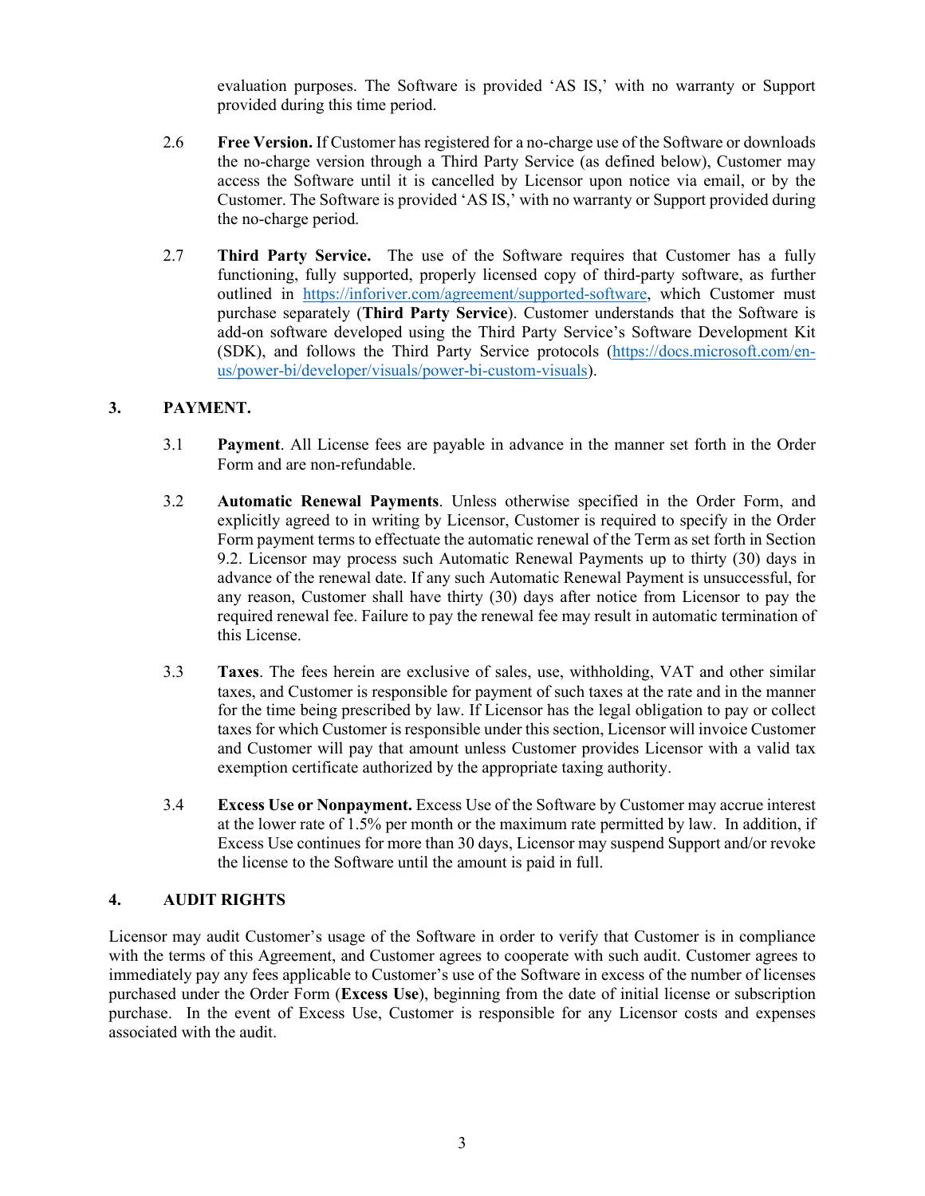evaluation purposes. The Software is provided 'AS IS,' with no warranty or Support provided during this time period.

2.6 **Free Version.** If Customer has registered for a no-charge use of the Software or downloads the no-charge version through a Third Party Service (as defined below), Customer may access the Software until it is cancelled by Licensor upon notice via email, or by the Customer. The Software is provided 'AS IS,' with no warranty or Support provided during the no-charge period.

2.7 **Third Party Service.** The use of the Software requires that Customer has a fully functioning, fully supported, properly licensed copy of third-party software, as further outlined in https://inforiver.com/agreement/supported-software, which Customer must purchase separately (**Third Party Service**). Customer understands that the Software is add-on software developed using the Third Party Service's Software Development Kit (SDK), and follows the Third Party Service protocols (https://docs.microsoft.com/en-us/power-bi/developer/visuals/power-bi-custom-visuals).

## 3. PAYMENT.

3.1 **Payment**. All License fees are payable in advance in the manner set forth in the Order Form and are non-refundable.

3.2 **Automatic Renewal Payments**. Unless otherwise specified in the Order Form, and explicitly agreed to in writing by Licensor, Customer is required to specify in the Order Form payment terms to effectuate the automatic renewal of the Term as set forth in Section 9.2. Licensor may process such Automatic Renewal Payments up to thirty (30) days in advance of the renewal date. If any such Automatic Renewal Payment is unsuccessful, for any reason, Customer shall have thirty (30) days after notice from Licensor to pay the required renewal fee. Failure to pay the renewal fee may result in automatic termination of this License.

3.3 **Taxes**. The fees herein are exclusive of sales, use, withholding, VAT and other similar taxes, and Customer is responsible for payment of such taxes at the rate and in the manner for the time being prescribed by law. If Licensor has the legal obligation to pay or collect taxes for which Customer is responsible under this section, Licensor will invoice Customer and Customer will pay that amount unless Customer provides Licensor with a valid tax exemption certificate authorized by the appropriate taxing authority.

3.4 **Excess Use or Nonpayment.** Excess Use of the Software by Customer may accrue interest at the lower rate of 1.5% per month or the maximum rate permitted by law. In addition, if Excess Use continues for more than 30 days, Licensor may suspend Support and/or revoke the license to the Software until the amount is paid in full.

## 4. AUDIT RIGHTS

Licensor may audit Customer's usage of the Software in order to verify that Customer is in compliance with the terms of this Agreement, and Customer agrees to cooperate with such audit. Customer agrees to immediately pay any fees applicable to Customer's use of the Software in excess of the number of licenses purchased under the Order Form (**Excess Use**), beginning from the date of initial license or subscription purchase. In the event of Excess Use, Customer is responsible for any Licensor costs and expenses associated with the audit.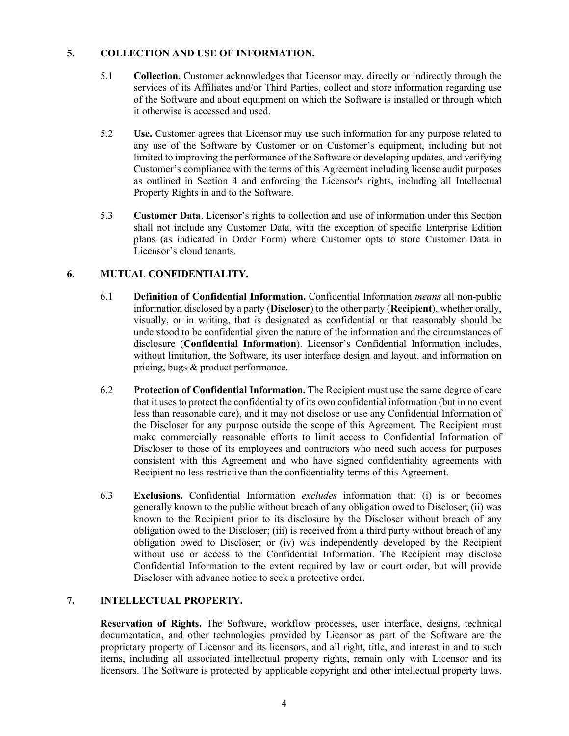## 5. COLLECTION AND USE OF INFORMATION.

5.1 **Collection.** Customer acknowledges that Licensor may, directly or indirectly through the services of its Affiliates and/or Third Parties, collect and store information regarding use of the Software and about equipment on which the Software is installed or through which it otherwise is accessed and used.

5.2 **Use.** Customer agrees that Licensor may use such information for any purpose related to any use of the Software by Customer or on Customer's equipment, including but not limited to improving the performance of the Software or developing updates, and verifying Customer's compliance with the terms of this Agreement including license audit purposes as outlined in Section 4 and enforcing the Licensor's rights, including all Intellectual Property Rights in and to the Software.

5.3 **Customer Data**. Licensor's rights to collection and use of information under this Section shall not include any Customer Data, with the exception of specific Enterprise Edition plans (as indicated in Order Form) where Customer opts to store Customer Data in Licensor's cloud tenants.

## 6. MUTUAL CONFIDENTIALITY.

6.1 **Definition of Confidential Information.** Confidential Information *means* all non-public information disclosed by a party (**Discloser**) to the other party (**Recipient**), whether orally, visually, or in writing, that is designated as confidential or that reasonably should be understood to be confidential given the nature of the information and the circumstances of disclosure (**Confidential Information**). Licensor's Confidential Information includes, without limitation, the Software, its user interface design and layout, and information on pricing, bugs & product performance.

6.2 **Protection of Confidential Information.** The Recipient must use the same degree of care that it uses to protect the confidentiality of its own confidential information (but in no event less than reasonable care), and it may not disclose or use any Confidential Information of the Discloser for any purpose outside the scope of this Agreement. The Recipient must make commercially reasonable efforts to limit access to Confidential Information of Discloser to those of its employees and contractors who need such access for purposes consistent with this Agreement and who have signed confidentiality agreements with Recipient no less restrictive than the confidentiality terms of this Agreement.

6.3 **Exclusions.** Confidential Information *excludes* information that: (i) is or becomes generally known to the public without breach of any obligation owed to Discloser; (ii) was known to the Recipient prior to its disclosure by the Discloser without breach of any obligation owed to the Discloser; (iii) is received from a third party without breach of any obligation owed to Discloser; or (iv) was independently developed by the Recipient without use or access to the Confidential Information. The Recipient may disclose Confidential Information to the extent required by law or court order, but will provide Discloser with advance notice to seek a protective order.

## 7. INTELLECTUAL PROPERTY.

**Reservation of Rights.** The Software, workflow processes, user interface, designs, technical documentation, and other technologies provided by Licensor as part of the Software are the proprietary property of Licensor and its licensors, and all right, title, and interest in and to such items, including all associated intellectual property rights, remain only with Licensor and its licensors. The Software is protected by applicable copyright and other intellectual property laws.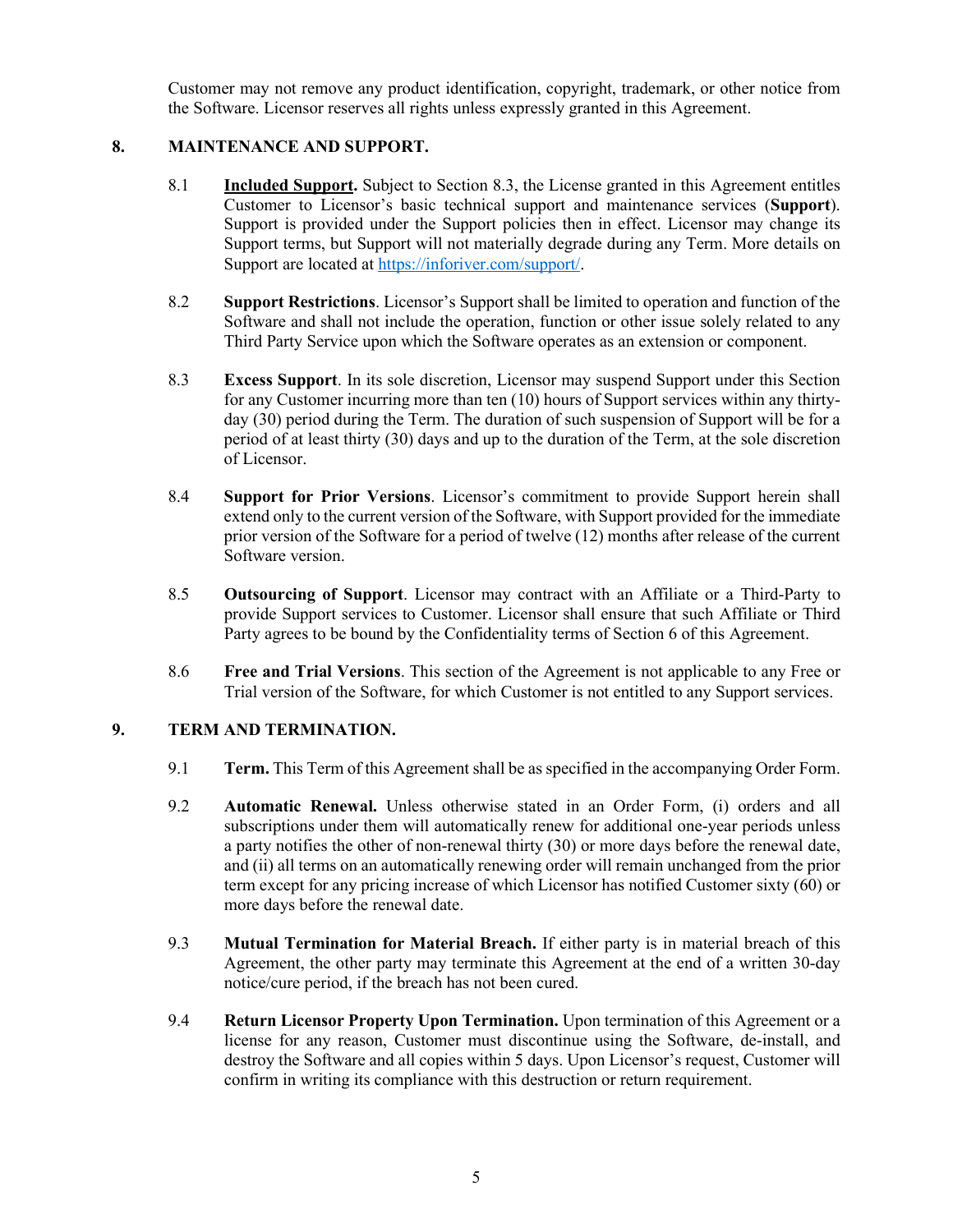Customer may not remove any product identification, copyright, trademark, or other notice from the Software. Licensor reserves all rights unless expressly granted in this Agreement.

## 8. MAINTENANCE AND SUPPORT.

8.1 **Included Support.** Subject to Section 8.3, the License granted in this Agreement entitles Customer to Licensor's basic technical support and maintenance services (**Support**). Support is provided under the Support policies then in effect. Licensor may change its Support terms, but Support will not materially degrade during any Term. More details on Support are located at [https://inforiver.com/support/](https://inforiver.com/support/).

8.2 **Support Restrictions**. Licensor's Support shall be limited to operation and function of the Software and shall not include the operation, function or other issue solely related to any Third Party Service upon which the Software operates as an extension or component.

8.3 **Excess Support**. In its sole discretion, Licensor may suspend Support under this Section for any Customer incurring more than ten (10) hours of Support services within any thirty-day (30) period during the Term. The duration of such suspension of Support will be for a period of at least thirty (30) days and up to the duration of the Term, at the sole discretion of Licensor.

8.4 **Support for Prior Versions**. Licensor's commitment to provide Support herein shall extend only to the current version of the Software, with Support provided for the immediate prior version of the Software for a period of twelve (12) months after release of the current Software version.

8.5 **Outsourcing of Support**. Licensor may contract with an Affiliate or a Third-Party to provide Support services to Customer. Licensor shall ensure that such Affiliate or Third Party agrees to be bound by the Confidentiality terms of Section 6 of this Agreement.

8.6 **Free and Trial Versions**. This section of the Agreement is not applicable to any Free or Trial version of the Software, for which Customer is not entitled to any Support services.

## 9. TERM AND TERMINATION.

9.1 **Term.** This Term of this Agreement shall be as specified in the accompanying Order Form.

9.2 **Automatic Renewal.** Unless otherwise stated in an Order Form, (i) orders and all subscriptions under them will automatically renew for additional one-year periods unless a party notifies the other of non-renewal thirty (30) or more days before the renewal date, and (ii) all terms on an automatically renewing order will remain unchanged from the prior term except for any pricing increase of which Licensor has notified Customer sixty (60) or more days before the renewal date.

9.3 **Mutual Termination for Material Breach.** If either party is in material breach of this Agreement, the other party may terminate this Agreement at the end of a written 30-day notice/cure period, if the breach has not been cured.

9.4 **Return Licensor Property Upon Termination.** Upon termination of this Agreement or a license for any reason, Customer must discontinue using the Software, de-install, and destroy the Software and all copies within 5 days. Upon Licensor's request, Customer will confirm in writing its compliance with this destruction or return requirement.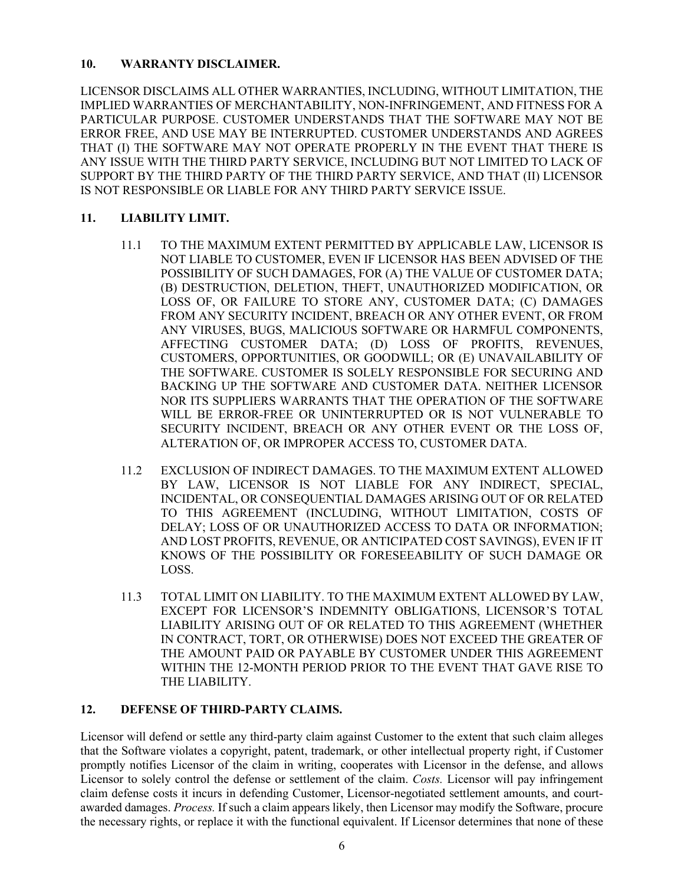## 10. WARRANTY DISCLAIMER.

LICENSOR DISCLAIMS ALL OTHER WARRANTIES, INCLUDING, WITHOUT LIMITATION, THE IMPLIED WARRANTIES OF MERCHANTABILITY, NON-INFRINGEMENT, AND FITNESS FOR A PARTICULAR PURPOSE. CUSTOMER UNDERSTANDS THAT THE SOFTWARE MAY NOT BE ERROR FREE, AND USE MAY BE INTERRUPTED. CUSTOMER UNDERSTANDS AND AGREES THAT (I) THE SOFTWARE MAY NOT OPERATE PROPERLY IN THE EVENT THAT THERE IS ANY ISSUE WITH THE THIRD PARTY SERVICE, INCLUDING BUT NOT LIMITED TO LACK OF SUPPORT BY THE THIRD PARTY OF THE THIRD PARTY SERVICE, AND THAT (II) LICENSOR IS NOT RESPONSIBLE OR LIABLE FOR ANY THIRD PARTY SERVICE ISSUE.

## 11. LIABILITY LIMIT.

11.1 TO THE MAXIMUM EXTENT PERMITTED BY APPLICABLE LAW, LICENSOR IS NOT LIABLE TO CUSTOMER, EVEN IF LICENSOR HAS BEEN ADVISED OF THE POSSIBILITY OF SUCH DAMAGES, FOR (A) THE VALUE OF CUSTOMER DATA; (B) DESTRUCTION, DELETION, THEFT, UNAUTHORIZED MODIFICATION, OR LOSS OF, OR FAILURE TO STORE ANY, CUSTOMER DATA; (C) DAMAGES FROM ANY SECURITY INCIDENT, BREACH OR ANY OTHER EVENT, OR FROM ANY VIRUSES, BUGS, MALICIOUS SOFTWARE OR HARMFUL COMPONENTS, AFFECTING CUSTOMER DATA; (D) LOSS OF PROFITS, REVENUES, CUSTOMERS, OPPORTUNITIES, OR GOODWILL; OR (E) UNAVAILABILITY OF THE SOFTWARE. CUSTOMER IS SOLELY RESPONSIBLE FOR SECURING AND BACKING UP THE SOFTWARE AND CUSTOMER DATA. NEITHER LICENSOR NOR ITS SUPPLIERS WARRANTS THAT THE OPERATION OF THE SOFTWARE WILL BE ERROR-FREE OR UNINTERRUPTED OR IS NOT VULNERABLE TO SECURITY INCIDENT, BREACH OR ANY OTHER EVENT OR THE LOSS OF, ALTERATION OF, OR IMPROPER ACCESS TO, CUSTOMER DATA.

11.2 EXCLUSION OF INDIRECT DAMAGES. TO THE MAXIMUM EXTENT ALLOWED BY LAW, LICENSOR IS NOT LIABLE FOR ANY INDIRECT, SPECIAL, INCIDENTAL, OR CONSEQUENTIAL DAMAGES ARISING OUT OF OR RELATED TO THIS AGREEMENT (INCLUDING, WITHOUT LIMITATION, COSTS OF DELAY; LOSS OF OR UNAUTHORIZED ACCESS TO DATA OR INFORMATION; AND LOST PROFITS, REVENUE, OR ANTICIPATED COST SAVINGS), EVEN IF IT KNOWS OF THE POSSIBILITY OR FORESEEABILITY OF SUCH DAMAGE OR LOSS.

11.3 TOTAL LIMIT ON LIABILITY. TO THE MAXIMUM EXTENT ALLOWED BY LAW, EXCEPT FOR LICENSOR'S INDEMNITY OBLIGATIONS, LICENSOR'S TOTAL LIABILITY ARISING OUT OF OR RELATED TO THIS AGREEMENT (WHETHER IN CONTRACT, TORT, OR OTHERWISE) DOES NOT EXCEED THE GREATER OF THE AMOUNT PAID OR PAYABLE BY CUSTOMER UNDER THIS AGREEMENT WITHIN THE 12-MONTH PERIOD PRIOR TO THE EVENT THAT GAVE RISE TO THE LIABILITY.

## 12. DEFENSE OF THIRD-PARTY CLAIMS.

Licensor will defend or settle any third-party claim against Customer to the extent that such claim alleges that the Software violates a copyright, patent, trademark, or other intellectual property right, if Customer promptly notifies Licensor of the claim in writing, cooperates with Licensor in the defense, and allows Licensor to solely control the defense or settlement of the claim. *Costs.* Licensor will pay infringement claim defense costs it incurs in defending Customer, Licensor-negotiated settlement amounts, and court-awarded damages. *Process.* If such a claim appears likely, then Licensor may modify the Software, procure the necessary rights, or replace it with the functional equivalent. If Licensor determines that none of these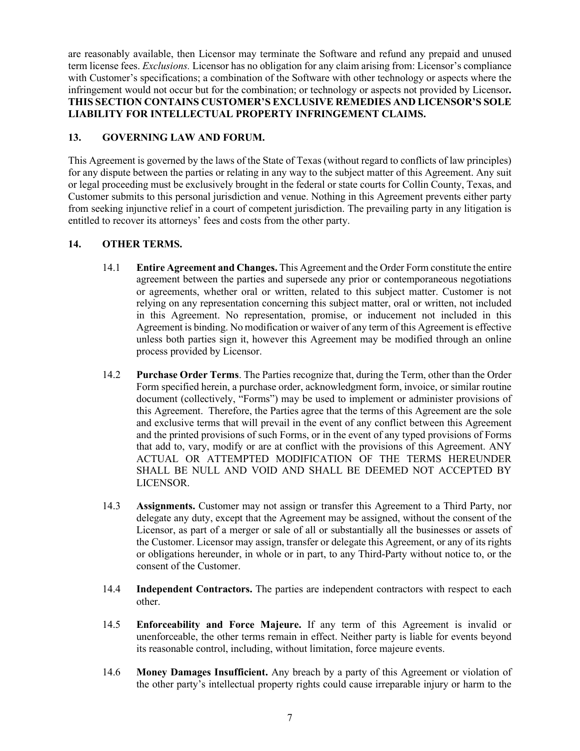are reasonably available, then Licensor may terminate the Software and refund any prepaid and unused term license fees. *Exclusions.* Licensor has no obligation for any claim arising from: Licensor's compliance with Customer's specifications; a combination of the Software with other technology or aspects where the infringement would not occur but for the combination; or technology or aspects not provided by Licensor**.** **THIS SECTION CONTAINS CUSTOMER'S EXCLUSIVE REMEDIES AND LICENSOR'S SOLE LIABILITY FOR INTELLECTUAL PROPERTY INFRINGEMENT CLAIMS.**

## 13. GOVERNING LAW AND FORUM.

This Agreement is governed by the laws of the State of Texas (without regard to conflicts of law principles) for any dispute between the parties or relating in any way to the subject matter of this Agreement. Any suit or legal proceeding must be exclusively brought in the federal or state courts for Collin County, Texas, and Customer submits to this personal jurisdiction and venue. Nothing in this Agreement prevents either party from seeking injunctive relief in a court of competent jurisdiction. The prevailing party in any litigation is entitled to recover its attorneys' fees and costs from the other party.

## 14. OTHER TERMS.

14.1 **Entire Agreement and Changes.** This Agreement and the Order Form constitute the entire agreement between the parties and supersede any prior or contemporaneous negotiations or agreements, whether oral or written, related to this subject matter. Customer is not relying on any representation concerning this subject matter, oral or written, not included in this Agreement. No representation, promise, or inducement not included in this Agreement is binding. No modification or waiver of any term of this Agreement is effective unless both parties sign it, however this Agreement may be modified through an online process provided by Licensor.

14.2 **Purchase Order Terms**. The Parties recognize that, during the Term, other than the Order Form specified herein, a purchase order, acknowledgment form, invoice, or similar routine document (collectively, "Forms") may be used to implement or administer provisions of this Agreement. Therefore, the Parties agree that the terms of this Agreement are the sole and exclusive terms that will prevail in the event of any conflict between this Agreement and the printed provisions of such Forms, or in the event of any typed provisions of Forms that add to, vary, modify or are at conflict with the provisions of this Agreement. ANY ACTUAL OR ATTEMPTED MODIFICATION OF THE TERMS HEREUNDER SHALL BE NULL AND VOID AND SHALL BE DEEMED NOT ACCEPTED BY LICENSOR.

14.3 **Assignments.** Customer may not assign or transfer this Agreement to a Third Party, nor delegate any duty, except that the Agreement may be assigned, without the consent of the Licensor, as part of a merger or sale of all or substantially all the businesses or assets of the Customer. Licensor may assign, transfer or delegate this Agreement, or any of its rights or obligations hereunder, in whole or in part, to any Third-Party without notice to, or the consent of the Customer.

14.4 **Independent Contractors.** The parties are independent contractors with respect to each other.

14.5 **Enforceability and Force Majeure.** If any term of this Agreement is invalid or unenforceable, the other terms remain in effect. Neither party is liable for events beyond its reasonable control, including, without limitation, force majeure events.

14.6 **Money Damages Insufficient.** Any breach by a party of this Agreement or violation of the other party's intellectual property rights could cause irreparable injury or harm to the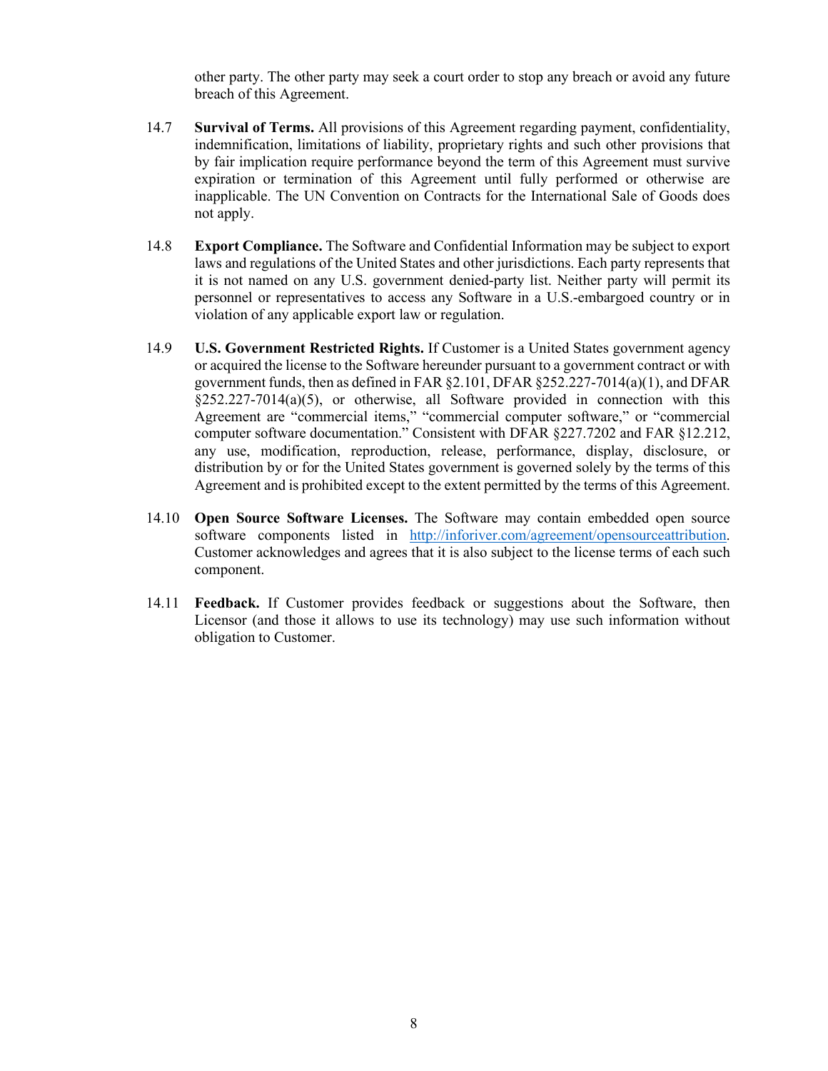other party. The other party may seek a court order to stop any breach or avoid any future breach of this Agreement.

14.7 **Survival of Terms.** All provisions of this Agreement regarding payment, confidentiality, indemnification, limitations of liability, proprietary rights and such other provisions that by fair implication require performance beyond the term of this Agreement must survive expiration or termination of this Agreement until fully performed or otherwise are inapplicable. The UN Convention on Contracts for the International Sale of Goods does not apply.

14.8 **Export Compliance.** The Software and Confidential Information may be subject to export laws and regulations of the United States and other jurisdictions. Each party represents that it is not named on any U.S. government denied-party list. Neither party will permit its personnel or representatives to access any Software in a U.S.-embargoed country or in violation of any applicable export law or regulation.

14.9 **U.S. Government Restricted Rights.** If Customer is a United States government agency or acquired the license to the Software hereunder pursuant to a government contract or with government funds, then as defined in FAR §2.101, DFAR §252.227-7014(a)(1), and DFAR §252.227-7014(a)(5), or otherwise, all Software provided in connection with this Agreement are "commercial items," "commercial computer software," or "commercial computer software documentation." Consistent with DFAR §227.7202 and FAR §12.212, any use, modification, reproduction, release, performance, display, disclosure, or distribution by or for the United States government is governed solely by the terms of this Agreement and is prohibited except to the extent permitted by the terms of this Agreement.

14.10 **Open Source Software Licenses.** The Software may contain embedded open source software components listed in http://inforiver.com/agreement/opensourceattribution. Customer acknowledges and agrees that it is also subject to the license terms of each such component.

14.11 **Feedback.** If Customer provides feedback or suggestions about the Software, then Licensor (and those it allows to use its technology) may use such information without obligation to Customer.